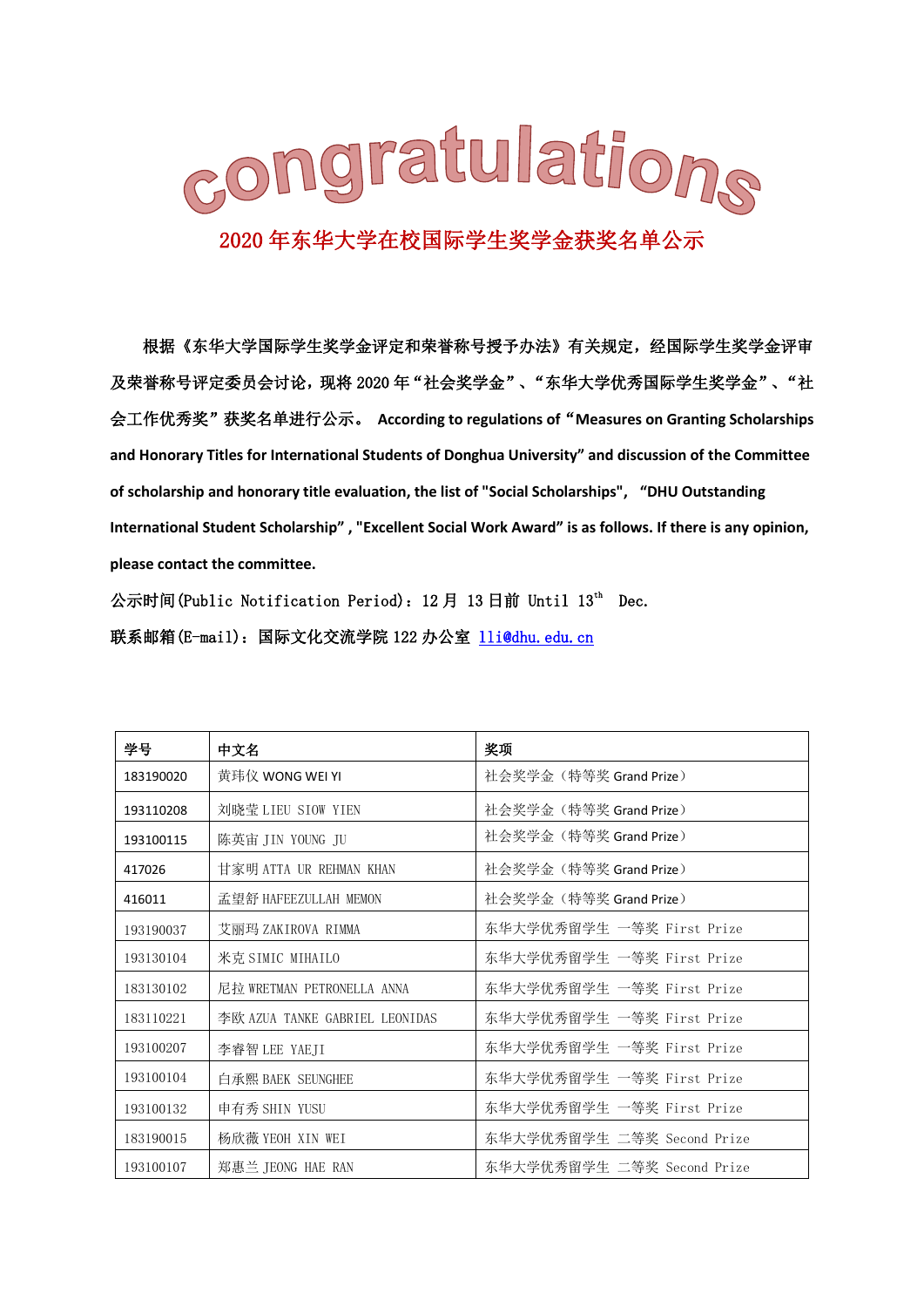# congratulations

## 2020 年东华大学在校国际学生奖学金获奖名单公示

根据《东华大学国际学生奖学金评定和荣誉称号授予办法》有关规定，经国际学生奖学金评审及荣誉称号评定委员会讨论，现将 2020 年"社会奖学金"、"东华大学优秀国际学生奖学金"、"社会工作优秀奖"获奖名单进行公示。 **According to regulations of "Measures on Granting Scholarships and Honorary Titles for International Students of Donghua University" and discussion of the Committee of scholarship and honorary title evaluation, the list of "Social Scholarships", "DHU Outstanding International Student Scholarship", "Excellent Social Work Award" is as follows. If there is any opinion, please contact the committee.**

公示时间(Public Notification Period)：12 月 13 日前 Until 13th Dec.

联系邮箱(E-mail)：国际文化交流学院 122 办公室 lli@dhu.edu.cn

| 学号 | 中文名 | 奖项 |
|---|---|---|
| 183190020 | 黄玮仪 WONG WEI YI | 社会奖学金（特等奖 Grand Prize） |
| 193110208 | 刘晓莹 LIEU SIOW YIEN | 社会奖学金（特等奖 Grand Prize） |
| 193100115 | 陈英宙 JIN YOUNG JU | 社会奖学金（特等奖 Grand Prize） |
| 417026 | 甘家明 ATTA UR REHMAN KHAN | 社会奖学金（特等奖 Grand Prize） |
| 416011 | 孟望舒 HAFEEZULLAH MEMON | 社会奖学金（特等奖 Grand Prize） |
| 193190037 | 艾丽玛 ZAKIROVA RIMMA | 东华大学优秀留学生 一等奖 First Prize |
| 193130104 | 米克 SIMIC MIHAILO | 东华大学优秀留学生 一等奖 First Prize |
| 183130102 | 尼拉 WRETMAN PETRONELLA ANNA | 东华大学优秀留学生 一等奖 First Prize |
| 183110221 | 李欧 AZUA TANKE GABRIEL LEONIDAS | 东华大学优秀留学生 一等奖 First Prize |
| 193100207 | 李睿智 LEE YAEJI | 东华大学优秀留学生 一等奖 First Prize |
| 193100104 | 白承熙 BAEK SEUNGHEE | 东华大学优秀留学生 一等奖 First Prize |
| 193100132 | 申有秀 SHIN YUSU | 东华大学优秀留学生 一等奖 First Prize |
| 183190015 | 杨欣薇 YEOH XIN WEI | 东华大学优秀留学生 二等奖 Second Prize |
| 193100107 | 郑惠兰 JEONG HAE RAN | 东华大学优秀留学生 二等奖 Second Prize |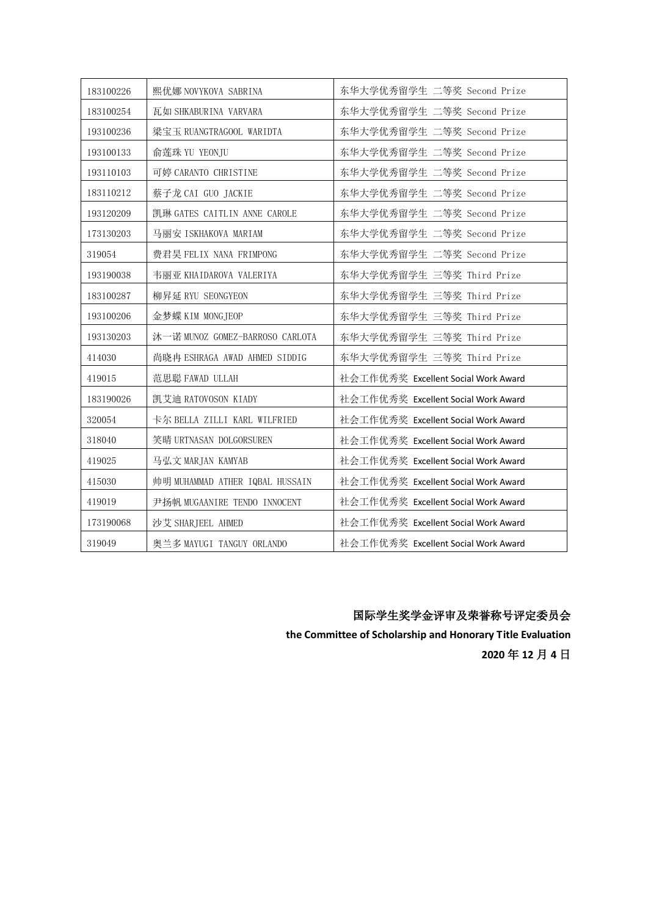| | | |
|---|---|---|
| 183100226 | 熙优娜 NOVYKOVA SABRINA | 东华大学优秀留学生 二等奖 Second Prize |
| 183100254 | 瓦如 SHKABURINA VARVARA | 东华大学优秀留学生 二等奖 Second Prize |
| 193100236 | 梁宝玉 RUANGTRAGOOL WARIDTA | 东华大学优秀留学生 二等奖 Second Prize |
| 193100133 | 俞莲珠 YU YEONJU | 东华大学优秀留学生 二等奖 Second Prize |
| 193110103 | 可婷 CARANTO CHRISTINE | 东华大学优秀留学生 二等奖 Second Prize |
| 183110212 | 蔡子龙 CAI GUO JACKIE | 东华大学优秀留学生 二等奖 Second Prize |
| 193120209 | 凯琳 GATES CAITLIN ANNE CAROLE | 东华大学优秀留学生 二等奖 Second Prize |
| 173130203 | 马丽安 ISKHAKOVA MARIAM | 东华大学优秀留学生 二等奖 Second Prize |
| 319054 | 费君昊 FELIX NANA FRIMPONG | 东华大学优秀留学生 二等奖 Second Prize |
| 193190038 | 韦丽亚 KHAIDAROVA VALERIYA | 东华大学优秀留学生 三等奖 Third Prize |
| 183100287 | 柳昇延 RYU SEONGYEON | 东华大学优秀留学生 三等奖 Third Prize |
| 193100206 | 金梦蝶 KIM MONGJEOP | 东华大学优秀留学生 三等奖 Third Prize |
| 193130203 | 沐一诺 MUNOZ GOMEZ-BARROSO CARLOTA | 东华大学优秀留学生 三等奖 Third Prize |
| 414030 | 尚晓冉 ESHRAGA AWAD AHMED SIDDIG | 东华大学优秀留学生 三等奖 Third Prize |
| 419015 | 范思聪 FAWAD ULLAH | 社会工作优秀奖 Excellent Social Work Award |
| 183190026 | 凯艾迪 RATOVOSON KIADY | 社会工作优秀奖 Excellent Social Work Award |
| 320054 | 卡尔 BELLA ZILLI KARL WILFRIED | 社会工作优秀奖 Excellent Social Work Award |
| 318040 | 笑晴 URTNASAN DOLGORSUREN | 社会工作优秀奖 Excellent Social Work Award |
| 419025 | 马弘文 MARJAN KAMYAB | 社会工作优秀奖 Excellent Social Work Award |
| 415030 | 帅明 MUHAMMAD ATHER IQBAL HUSSAIN | 社会工作优秀奖 Excellent Social Work Award |
| 419019 | 尹扬帆 MUGAANIRE TENDO INNOCENT | 社会工作优秀奖 Excellent Social Work Award |
| 173190068 | 沙艾 SHARJEEL AHMED | 社会工作优秀奖 Excellent Social Work Award |
| 319049 | 奥兰多 MAYUGI TANGUY ORLANDO | 社会工作优秀奖 Excellent Social Work Award |

**国际学生奖学金评审及荣誉称号评定委员会**

**the Committee of Scholarship and Honorary Title Evaluation**

**2020 年 12 月 4 日**